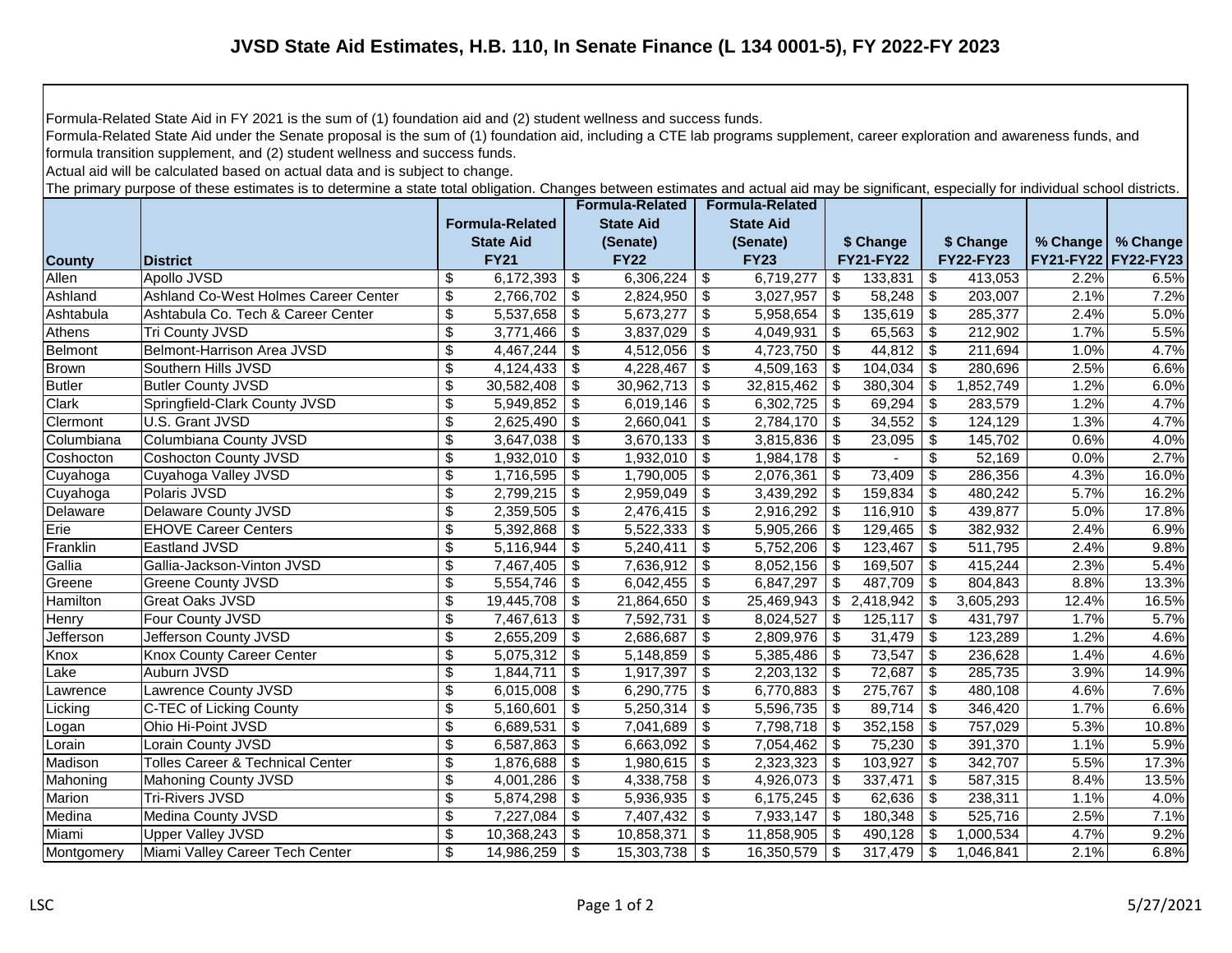# JVSD State Aid Estimates, H.B. 110, In Senate Finance (L 134 0001-5), FY 2022-FY 2023

Formula-Related State Aid in FY 2021 is the sum of (1) foundation aid and (2) student wellness and success funds.
Formula-Related State Aid under the Senate proposal is the sum of (1) foundation aid, including a CTE lab programs supplement, career exploration and awareness funds, and formula transition supplement, and (2) student wellness and success funds.
Actual aid will be calculated based on actual data and is subject to change.
The primary purpose of these estimates is to determine a state total obligation. Changes between estimates and actual aid may be significant, especially for individual school districts.

| County | District | Formula-Related State Aid FY21 | Formula-Related State Aid (Senate) FY22 | Formula-Related State Aid (Senate) FY23 | $ Change FY21-FY22 | $ Change FY22-FY23 | % Change FY21-FY22 | % Change FY22-FY23 |
|---|---|---|---|---|---|---|---|---|
| Allen | Apollo JVSD | $ 6,172,393 | $ 6,306,224 | $ 6,719,277 | $ 133,831 | $ 413,053 | 2.2% | 6.5% |
| Ashland | Ashland Co-West Holmes Career Center | $ 2,766,702 | $ 2,824,950 | $ 3,027,957 | $ 58,248 | $ 203,007 | 2.1% | 7.2% |
| Ashtabula | Ashtabula Co. Tech & Career Center | $ 5,537,658 | $ 5,673,277 | $ 5,958,654 | $ 135,619 | $ 285,377 | 2.4% | 5.0% |
| Athens | Tri County JVSD | $ 3,771,466 | $ 3,837,029 | $ 4,049,931 | $ 65,563 | $ 212,902 | 1.7% | 5.5% |
| Belmont | Belmont-Harrison Area JVSD | $ 4,467,244 | $ 4,512,056 | $ 4,723,750 | $ 44,812 | $ 211,694 | 1.0% | 4.7% |
| Brown | Southern Hills JVSD | $ 4,124,433 | $ 4,228,467 | $ 4,509,163 | $ 104,034 | $ 280,696 | 2.5% | 6.6% |
| Butler | Butler County JVSD | $ 30,582,408 | $ 30,962,713 | $ 32,815,462 | $ 380,304 | $ 1,852,749 | 1.2% | 6.0% |
| Clark | Springfield-Clark County JVSD | $ 5,949,852 | $ 6,019,146 | $ 6,302,725 | $ 69,294 | $ 283,579 | 1.2% | 4.7% |
| Clermont | U.S. Grant JVSD | $ 2,625,490 | $ 2,660,041 | $ 2,784,170 | $ 34,552 | $ 124,129 | 1.3% | 4.7% |
| Columbiana | Columbiana County JVSD | $ 3,647,038 | $ 3,670,133 | $ 3,815,836 | $ 23,095 | $ 145,702 | 0.6% | 4.0% |
| Coshocton | Coshocton County JVSD | $ 1,932,010 | $ 1,932,010 | $ 1,984,178 | $ - | $ 52,169 | 0.0% | 2.7% |
| Cuyahoga | Cuyahoga Valley JVSD | $ 1,716,595 | $ 1,790,005 | $ 2,076,361 | $ 73,409 | $ 286,356 | 4.3% | 16.0% |
| Cuyahoga | Polaris JVSD | $ 2,799,215 | $ 2,959,049 | $ 3,439,292 | $ 159,834 | $ 480,242 | 5.7% | 16.2% |
| Delaware | Delaware County JVSD | $ 2,359,505 | $ 2,476,415 | $ 2,916,292 | $ 116,910 | $ 439,877 | 5.0% | 17.8% |
| Erie | EHOVE Career Centers | $ 5,392,868 | $ 5,522,333 | $ 5,905,266 | $ 129,465 | $ 382,932 | 2.4% | 6.9% |
| Franklin | Eastland JVSD | $ 5,116,944 | $ 5,240,411 | $ 5,752,206 | $ 123,467 | $ 511,795 | 2.4% | 9.8% |
| Gallia | Gallia-Jackson-Vinton JVSD | $ 7,467,405 | $ 7,636,912 | $ 8,052,156 | $ 169,507 | $ 415,244 | 2.3% | 5.4% |
| Greene | Greene County JVSD | $ 5,554,746 | $ 6,042,455 | $ 6,847,297 | $ 487,709 | $ 804,843 | 8.8% | 13.3% |
| Hamilton | Great Oaks JVSD | $ 19,445,708 | $ 21,864,650 | $ 25,469,943 | $ 2,418,942 | $ 3,605,293 | 12.4% | 16.5% |
| Henry | Four County JVSD | $ 7,467,613 | $ 7,592,731 | $ 8,024,527 | $ 125,117 | $ 431,797 | 1.7% | 5.7% |
| Jefferson | Jefferson County JVSD | $ 2,655,209 | $ 2,686,687 | $ 2,809,976 | $ 31,479 | $ 123,289 | 1.2% | 4.6% |
| Knox | Knox County Career Center | $ 5,075,312 | $ 5,148,859 | $ 5,385,486 | $ 73,547 | $ 236,628 | 1.4% | 4.6% |
| Lake | Auburn JVSD | $ 1,844,711 | $ 1,917,397 | $ 2,203,132 | $ 72,687 | $ 285,735 | 3.9% | 14.9% |
| Lawrence | Lawrence County JVSD | $ 6,015,008 | $ 6,290,775 | $ 6,770,883 | $ 275,767 | $ 480,108 | 4.6% | 7.6% |
| Licking | C-TEC of Licking County | $ 5,160,601 | $ 5,250,314 | $ 5,596,735 | $ 89,714 | $ 346,420 | 1.7% | 6.6% |
| Logan | Ohio Hi-Point JVSD | $ 6,689,531 | $ 7,041,689 | $ 7,798,718 | $ 352,158 | $ 757,029 | 5.3% | 10.8% |
| Lorain | Lorain County JVSD | $ 6,587,863 | $ 6,663,092 | $ 7,054,462 | $ 75,230 | $ 391,370 | 1.1% | 5.9% |
| Madison | Tolles Career & Technical Center | $ 1,876,688 | $ 1,980,615 | $ 2,323,323 | $ 103,927 | $ 342,707 | 5.5% | 17.3% |
| Mahoning | Mahoning County JVSD | $ 4,001,286 | $ 4,338,758 | $ 4,926,073 | $ 337,471 | $ 587,315 | 8.4% | 13.5% |
| Marion | Tri-Rivers JVSD | $ 5,874,298 | $ 5,936,935 | $ 6,175,245 | $ 62,636 | $ 238,311 | 1.1% | 4.0% |
| Medina | Medina County JVSD | $ 7,227,084 | $ 7,407,432 | $ 7,933,147 | $ 180,348 | $ 525,716 | 2.5% | 7.1% |
| Miami | Upper Valley JVSD | $ 10,368,243 | $ 10,858,371 | $ 11,858,905 | $ 490,128 | $ 1,000,534 | 4.7% | 9.2% |
| Montgomery | Miami Valley Career Tech Center | $ 14,986,259 | $ 15,303,738 | $ 16,350,579 | $ 317,479 | $ 1,046,841 | 2.1% | 6.8% |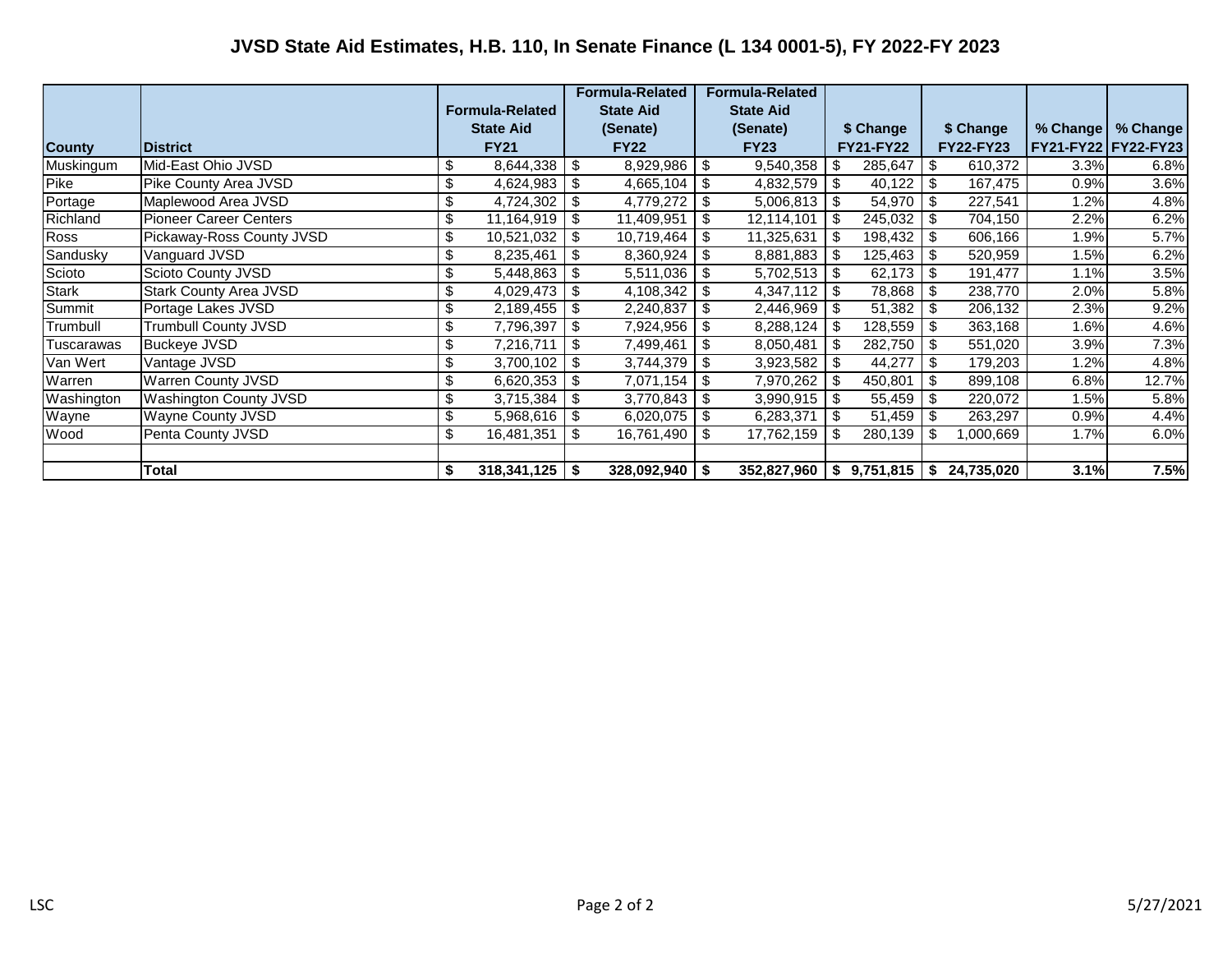# JVSD State Aid Estimates, H.B. 110, In Senate Finance (L 134 0001-5), FY 2022-FY 2023

| County | District | Formula-Related State Aid FY21 | Formula-Related State Aid (Senate) FY22 | Formula-Related State Aid (Senate) FY23 | $ Change FY21-FY22 | $ Change FY22-FY23 | % Change FY21-FY22 | % Change FY22-FY23 |
|---|---|---|---|---|---|---|---|---|
| Muskingum | Mid-East Ohio JVSD | $ 8,644,338 | $ 8,929,986 | $ 9,540,358 | $ 285,647 | $ 610,372 | 3.3% | 6.8% |
| Pike | Pike County Area JVSD | $ 4,624,983 | $ 4,665,104 | $ 4,832,579 | $ 40,122 | $ 167,475 | 0.9% | 3.6% |
| Portage | Maplewood Area JVSD | $ 4,724,302 | $ 4,779,272 | $ 5,006,813 | $ 54,970 | $ 227,541 | 1.2% | 4.8% |
| Richland | Pioneer Career Centers | $ 11,164,919 | $ 11,409,951 | $ 12,114,101 | $ 245,032 | $ 704,150 | 2.2% | 6.2% |
| Ross | Pickaway-Ross County JVSD | $ 10,521,032 | $ 10,719,464 | $ 11,325,631 | $ 198,432 | $ 606,166 | 1.9% | 5.7% |
| Sandusky | Vanguard JVSD | $ 8,235,461 | $ 8,360,924 | $ 8,881,883 | $ 125,463 | $ 520,959 | 1.5% | 6.2% |
| Scioto | Scioto County JVSD | $ 5,448,863 | $ 5,511,036 | $ 5,702,513 | $ 62,173 | $ 191,477 | 1.1% | 3.5% |
| Stark | Stark County Area JVSD | $ 4,029,473 | $ 4,108,342 | $ 4,347,112 | $ 78,868 | $ 238,770 | 2.0% | 5.8% |
| Summit | Portage Lakes JVSD | $ 2,189,455 | $ 2,240,837 | $ 2,446,969 | $ 51,382 | $ 206,132 | 2.3% | 9.2% |
| Trumbull | Trumbull County JVSD | $ 7,796,397 | $ 7,924,956 | $ 8,288,124 | $ 128,559 | $ 363,168 | 1.6% | 4.6% |
| Tuscarawas | Buckeye JVSD | $ 7,216,711 | $ 7,499,461 | $ 8,050,481 | $ 282,750 | $ 551,020 | 3.9% | 7.3% |
| Van Wert | Vantage JVSD | $ 3,700,102 | $ 3,744,379 | $ 3,923,582 | $ 44,277 | $ 179,203 | 1.2% | 4.8% |
| Warren | Warren County JVSD | $ 6,620,353 | $ 7,071,154 | $ 7,970,262 | $ 450,801 | $ 899,108 | 6.8% | 12.7% |
| Washington | Washington County JVSD | $ 3,715,384 | $ 3,770,843 | $ 3,990,915 | $ 55,459 | $ 220,072 | 1.5% | 5.8% |
| Wayne | Wayne County JVSD | $ 5,968,616 | $ 6,020,075 | $ 6,283,371 | $ 51,459 | $ 263,297 | 0.9% | 4.4% |
| Wood | Penta County JVSD | $ 16,481,351 | $ 16,761,490 | $ 17,762,159 | $ 280,139 | $ 1,000,669 | 1.7% | 6.0% |
| | | | | | | | | |
| | **Total** | **$ 318,341,125** | **$ 328,092,940** | **$ 352,827,960** | **$ 9,751,815** | **$ 24,735,020** | **3.1%** | **7.5%** |

LSC 5/27/2021